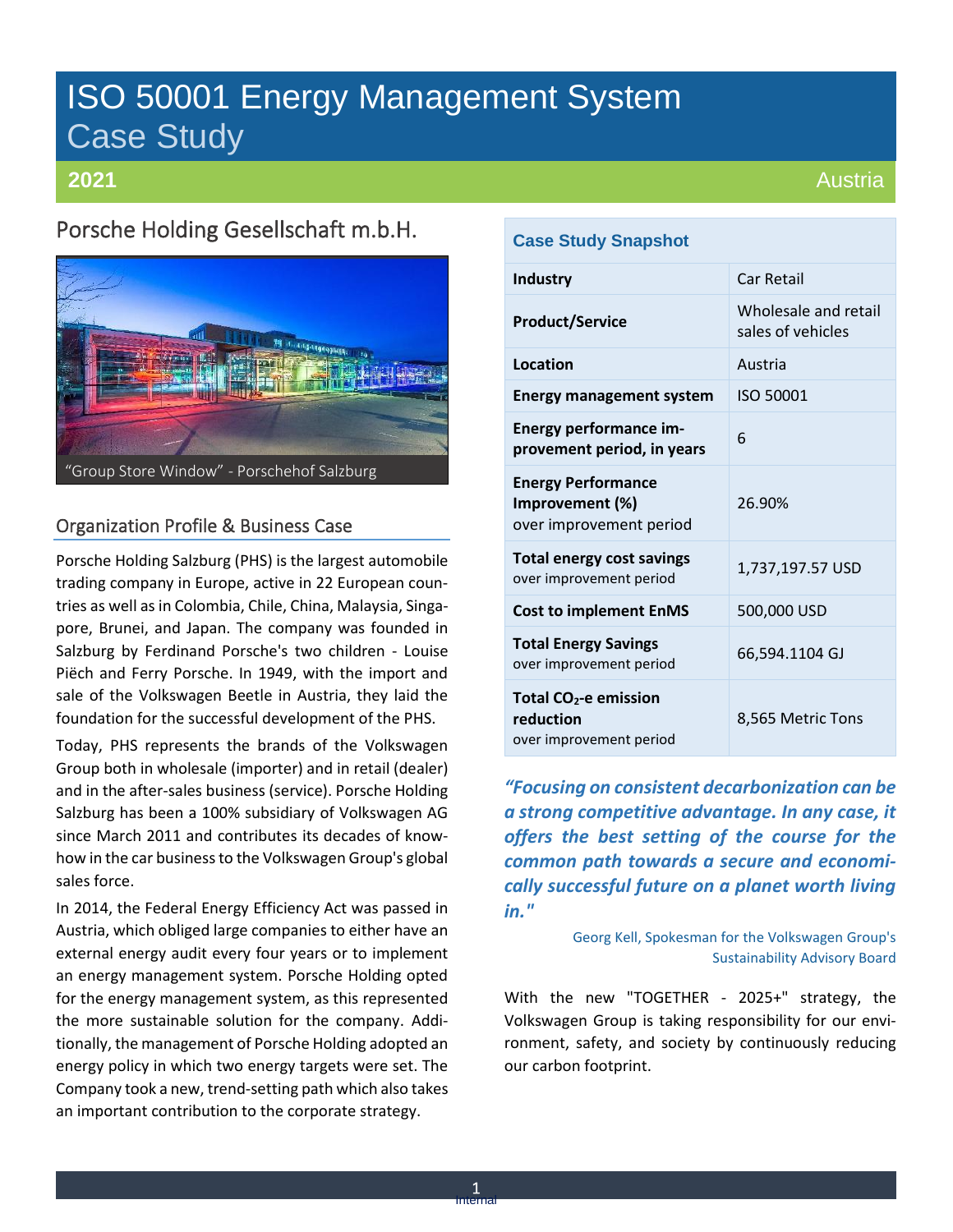# ISO 50001 Energy Management System
# Case Study

**2021** Austria

## Porsche Holding Gesellschaft m.b.H.

"Group Store Window" - Porschehof Salzburg

### Organization Profile & Business Case

Porsche Holding Salzburg (PHS) is the largest automobile trading company in Europe, active in 22 European countries as well as in Colombia, Chile, China, Malaysia, Singapore, Brunei, and Japan. The company was founded in Salzburg by Ferdinand Porsche's two children - Louise Piëch and Ferry Porsche. In 1949, with the import and sale of the Volkswagen Beetle in Austria, they laid the foundation for the successful development of the PHS.

Today, PHS represents the brands of the Volkswagen Group both in wholesale (importer) and in retail (dealer) and in the after-sales business (service). Porsche Holding Salzburg has been a 100% subsidiary of Volkswagen AG since March 2011 and contributes its decades of know-how in the car business to the Volkswagen Group's global sales force.

In 2014, the Federal Energy Efficiency Act was passed in Austria, which obliged large companies to either have an external energy audit every four years or to implement an energy management system. Porsche Holding opted for the energy management system, as this represented the more sustainable solution for the company. Additionally, the management of Porsche Holding adopted an energy policy in which two energy targets were set. The Company took a new, trend-setting path which also takes an important contribution to the corporate strategy.

### Case Study Snapshot

| | |
|---|---|
| **Industry** | Car Retail |
| **Product/Service** | Wholesale and retail sales of vehicles |
| **Location** | Austria |
| **Energy management system** | ISO 50001 |
| **Energy performance improvement period, in years** | 6 |
| **Energy Performance Improvement (%)** over improvement period | 26.90% |
| **Total energy cost savings** over improvement period | 1,737,197.57 USD |
| **Cost to implement EnMS** | 500,000 USD |
| **Total Energy Savings** over improvement period | 66,594.1104 GJ |
| **Total $CO_2$-e emission reduction** over improvement period | 8,565 Metric Tons |

***"Focusing on consistent decarbonization can be a strong competitive advantage. In any case, it offers the best setting of the course for the common path towards a secure and economically successful future on a planet worth living in."***

Georg Kell, Spokesman for the Volkswagen Group's Sustainability Advisory Board

With the new "TOGETHER - 2025+" strategy, the Volkswagen Group is taking responsibility for our environment, safety, and society by continuously reducing our carbon footprint.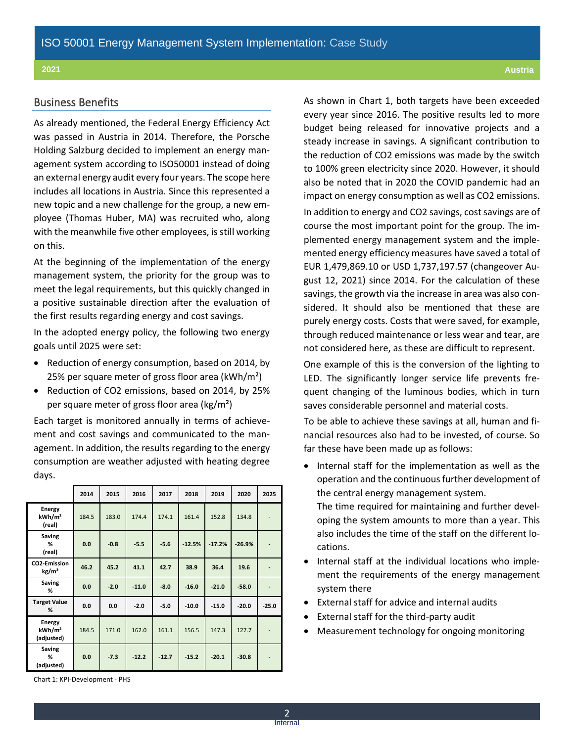## Business Benefits

As already mentioned, the Federal Energy Efficiency Act was passed in Austria in 2014. Therefore, the Porsche Holding Salzburg decided to implement an energy management system according to ISO50001 instead of doing an external energy audit every four years. The scope here includes all locations in Austria. Since this represented a new topic and a new challenge for the group, a new employee (Thomas Huber, MA) was recruited who, along with the meanwhile five other employees, is still working on this.

At the beginning of the implementation of the energy management system, the priority for the group was to meet the legal requirements, but this quickly changed in a positive sustainable direction after the evaluation of the first results regarding energy and cost savings.

In the adopted energy policy, the following two energy goals until 2025 were set:

- Reduction of energy consumption, based on 2014, by 25% per square meter of gross floor area (kWh/m²)
- Reduction of CO2 emissions, based on 2014, by 25% per square meter of gross floor area (kg/m²)

Each target is monitored annually in terms of achievement and cost savings and communicated to the management. In addition, the results regarding to the energy consumption are weather adjusted with heating degree days.

| | 2014 | 2015 | 2016 | 2017 | 2018 | 2019 | 2020 | 2025 |
|---|---|---|---|---|---|---|---|---|
| **Energy kWh/m² (real)** | 184.5 | 183.0 | 174.4 | 174.1 | 161.4 | 152.8 | 134.8 | - |
| **Saving % (real)** | **0.0** | **-0.8** | **-5.5** | **-5.6** | **-12.5%** | **-17.2%** | **-26.9%** | **-** |
| **CO2-Emission kg/m²** | **46.2** | **45.2** | **41.1** | **42.7** | **38.9** | **36.4** | **19.6** | **-** |
| **Saving %** | **0.0** | **-2.0** | **-11.0** | **-8.0** | **-16.0** | **-21.0** | **-58.0** | **-** |
| **Target Value %** | **0.0** | **0.0** | **-2.0** | **-5.0** | **-10.0** | **-15.0** | **-20.0** | **-25.0** |
| **Energy kWh/m² (adjusted)** | 184.5 | 171.0 | 162.0 | 161.1 | 156.5 | 147.3 | 127.7 | - |
| **Saving % (adjusted)** | **0.0** | **-7.3** | **-12.2** | **-12.7** | **-15.2** | **-20.1** | **-30.8** | **-** |

Chart 1: KPI-Development - PHS

As shown in Chart 1, both targets have been exceeded every year since 2016. The positive results led to more budget being released for innovative projects and a steady increase in savings. A significant contribution to the reduction of CO2 emissions was made by the switch to 100% green electricity since 2020. However, it should also be noted that in 2020 the COVID pandemic had an impact on energy consumption as well as CO2 emissions.

In addition to energy and CO2 savings, cost savings are of course the most important point for the group. The implemented energy management system and the implemented energy efficiency measures have saved a total of EUR 1,479,869.10 or USD 1,737,197.57 (changeover August 12, 2021) since 2014. For the calculation of these savings, the growth via the increase in area was also considered. It should also be mentioned that these are purely energy costs. Costs that were saved, for example, through reduced maintenance or less wear and tear, are not considered here, as these are difficult to represent.

One example of this is the conversion of the lighting to LED. The significantly longer service life prevents frequent changing of the luminous bodies, which in turn saves considerable personnel and material costs.

To be able to achieve these savings at all, human and financial resources also had to be invested, of course. So far these have been made up as follows:

- Internal staff for the implementation as well as the operation and the continuous further development of the central energy management system.
  The time required for maintaining and further developing the system amounts to more than a year. This also includes the time of the staff on the different locations.
- Internal staff at the individual locations who implement the requirements of the energy management system there
- External staff for advice and internal audits
- External staff for the third-party audit
- Measurement technology for ongoing monitoring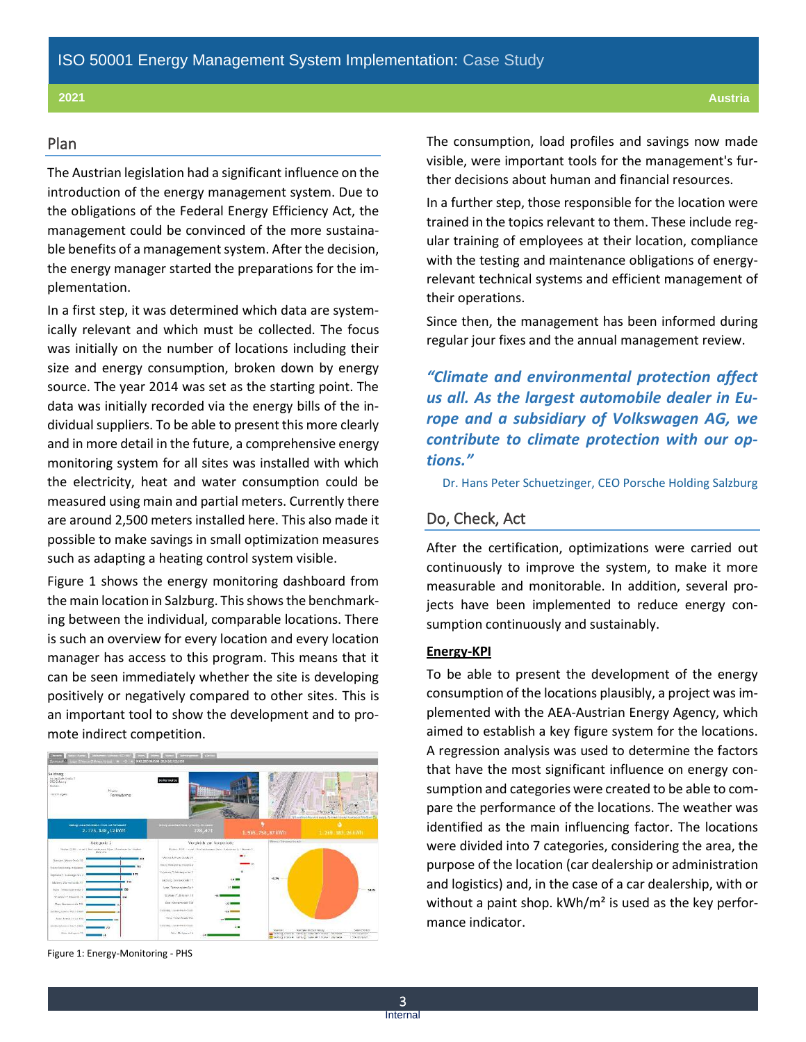## Plan

The Austrian legislation had a significant influence on the introduction of the energy management system. Due to the obligations of the Federal Energy Efficiency Act, the management could be convinced of the more sustainable benefits of a management system. After the decision, the energy manager started the preparations for the implementation.

In a first step, it was determined which data are systemically relevant and which must be collected. The focus was initially on the number of locations including their size and energy consumption, broken down by energy source. The year 2014 was set as the starting point. The data was initially recorded via the energy bills of the individual suppliers. To be able to present this more clearly and in more detail in the future, a comprehensive energy monitoring system for all sites was installed with which the electricity, heat and water consumption could be measured using main and partial meters. Currently there are around 2,500 meters installed here. This also made it possible to make savings in small optimization measures such as adapting a heating control system visible.

Figure 1 shows the energy monitoring dashboard from the main location in Salzburg. This shows the benchmarking between the individual, comparable locations. There is such an overview for every location and every location manager has access to this program. This means that it can be seen immediately whether the site is developing positively or negatively compared to other sites. This is an important tool to show the development and to promote indirect competition.

Figure 1: Energy-Monitoring - PHS

The consumption, load profiles and savings now made visible, were important tools for the management's further decisions about human and financial resources.

In a further step, those responsible for the location were trained in the topics relevant to them. These include regular training of employees at their location, compliance with the testing and maintenance obligations of energy-relevant technical systems and efficient management of their operations.

Since then, the management has been informed during regular jour fixes and the annual management review.

***"Climate and environmental protection affect us all. As the largest automobile dealer in Europe and a subsidiary of Volkswagen AG, we contribute to climate protection with our options."***

Dr. Hans Peter Schuetzinger, CEO Porsche Holding Salzburg

## Do, Check, Act

After the certification, optimizations were carried out continuously to improve the system, to make it more measurable and monitorable. In addition, several projects have been implemented to reduce energy consumption continuously and sustainably.

**Energy-KPI**

To be able to present the development of the energy consumption of the locations plausibly, a project was implemented with the AEA-Austrian Energy Agency, which aimed to establish a key figure system for the locations. A regression analysis was used to determine the factors that have the most significant influence on energy consumption and categories were created to be able to compare the performance of the locations. The weather was identified as the main influencing factor. The locations were divided into 7 categories, considering the area, the purpose of the location (car dealership or administration and logistics) and, in the case of a car dealership, with or without a paint shop. kWh/m² is used as the key performance indicator.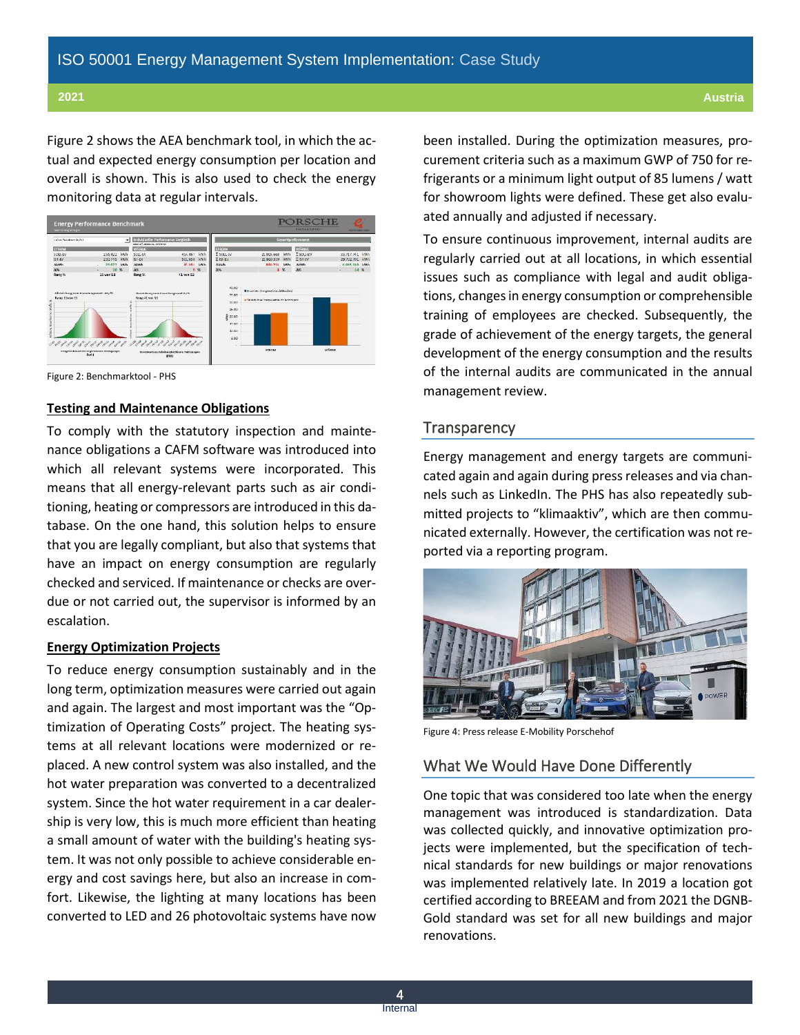Figure 2 shows the AEA benchmark tool, in which the actual and expected energy consumption per location and overall is shown. This is also used to check the energy monitoring data at regular intervals.

Figure 2: Benchmarktool - PHS

**Testing and Maintenance Obligations**

To comply with the statutory inspection and maintenance obligations a CAFM software was introduced into which all relevant systems were incorporated. This means that all energy-relevant parts such as air conditioning, heating or compressors are introduced in this database. On the one hand, this solution helps to ensure that you are legally compliant, but also that systems that have an impact on energy consumption are regularly checked and serviced. If maintenance or checks are overdue or not carried out, the supervisor is informed by an escalation.

**Energy Optimization Projects**

To reduce energy consumption sustainably and in the long term, optimization measures were carried out again and again. The largest and most important was the "Optimization of Operating Costs" project. The heating systems at all relevant locations were modernized or replaced. A new control system was also installed, and the hot water preparation was converted to a decentralized system. Since the hot water requirement in a car dealership is very low, this is much more efficient than heating a small amount of water with the building's heating system. It was not only possible to achieve considerable energy and cost savings here, but also an increase in comfort. Likewise, the lighting at many locations has been converted to LED and 26 photovoltaic systems have now been installed. During the optimization measures, procurement criteria such as a maximum GWP of 750 for refrigerants or a minimum light output of 85 lumens / watt for showroom lights were defined. These get also evaluated annually and adjusted if necessary.

To ensure continuous improvement, internal audits are regularly carried out at all locations, in which essential issues such as compliance with legal and audit obligations, changes in energy consumption or comprehensible training of employees are checked. Subsequently, the grade of achievement of the energy targets, the general development of the energy consumption and the results of the internal audits are communicated in the annual management review.

## Transparency

Energy management and energy targets are communicated again and again during press releases and via channels such as LinkedIn. The PHS has also repeatedly submitted projects to "klimaaktiv", which are then communicated externally. However, the certification was not reported via a reporting program.

Figure 4: Press release E-Mobility Porschehof

## What We Would Have Done Differently

One topic that was considered too late when the energy management was introduced is standardization. Data was collected quickly, and innovative optimization projects were implemented, but the specification of technical standards for new buildings or major renovations was implemented relatively late. In 2019 a location got certified according to BREEAM and from 2021 the DGNB-Gold standard was set for all new buildings and major renovations.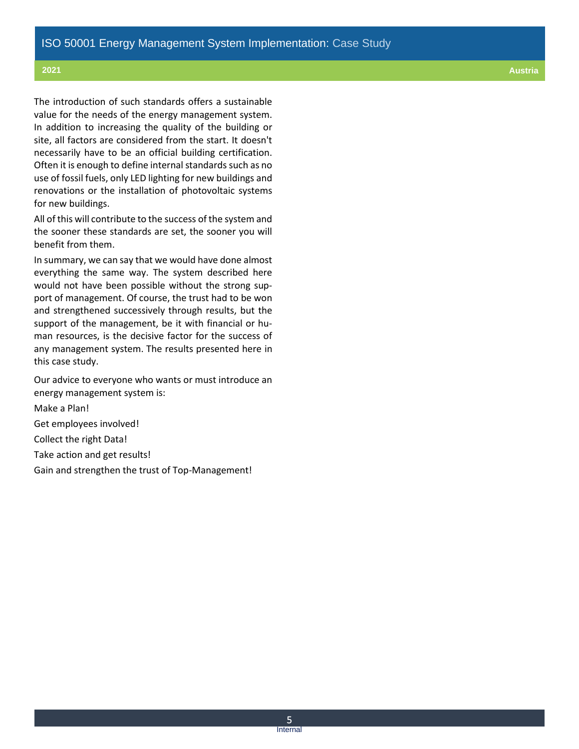The introduction of such standards offers a sustainable value for the needs of the energy management system. In addition to increasing the quality of the building or site, all factors are considered from the start. It doesn't necessarily have to be an official building certification. Often it is enough to define internal standards such as no use of fossil fuels, only LED lighting for new buildings and renovations or the installation of photovoltaic systems for new buildings.

All of this will contribute to the success of the system and the sooner these standards are set, the sooner you will benefit from them.

In summary, we can say that we would have done almost everything the same way. The system described here would not have been possible without the strong support of management. Of course, the trust had to be won and strengthened successively through results, but the support of the management, be it with financial or human resources, is the decisive factor for the success of any management system. The results presented here in this case study.

Our advice to everyone who wants or must introduce an energy management system is:

Make a Plan!

Get employees involved!

Collect the right Data!

Take action and get results!

Gain and strengthen the trust of Top-Management!